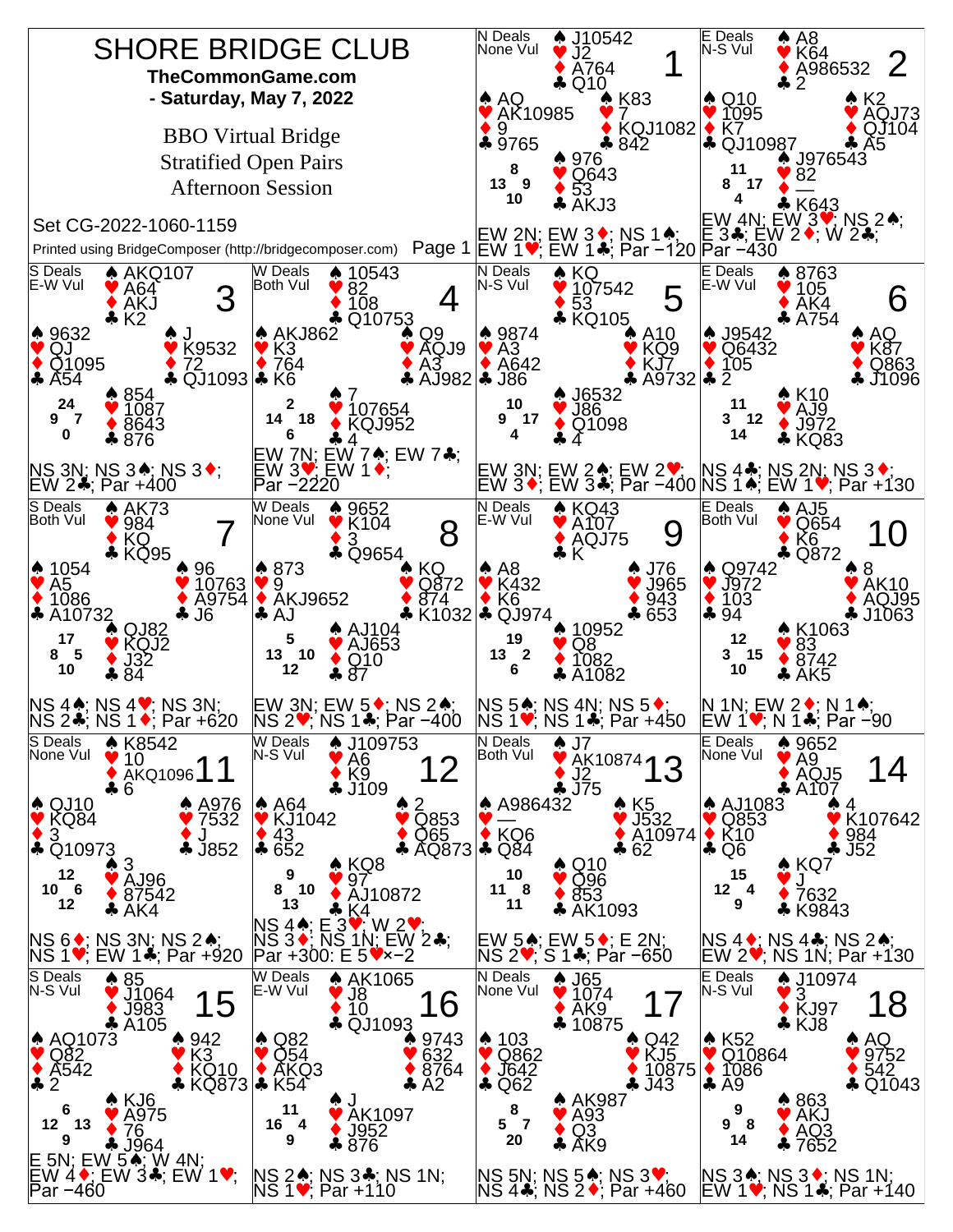# SHORE BRIDGE CLUB

**TheCommonGame.com**

**- Saturday, May 7, 2022**

BBO Virtual Bridge

Stratified Open Pairs

Afternoon Session

Set CG-2022-1060-1159

Printed using BridgeComposer (http://bridgecomposer.com)

---

## Board 1
N Deals, None Vul

- North: ♠ J10542 ♥ J2 ♦ A764 ♣ Q10
- West: ♠ AQ ♥ AK10985 ♦ 9 ♣ 9765
- East: ♠ K83 ♥ 7 ♦ KQJ1082 ♣ 842
- South: ♠ 976 ♥ Q643 ♦ 53 ♣ AKJ3

HCP: N 8, W 13, E 9, S 10

EW 2N; EW 3♦; NS 1♠; EW 1♥; EW 1♣; Par −120

## Board 2
E Deals, N-S Vul

- North: ♠ A8 ♥ K64 ♦ A986532 ♣ 2
- West: ♠ Q10 ♥ 1095 ♦ K7 ♣ QJ10987
- East: ♠ K2 ♥ AQJ73 ♦ QJ104 ♣ A5
- South: ♠ J976543 ♥ 82 ♦ — ♣ K643

HCP: N 11, W 8, E 17, S 4

EW 4N; EW 3♥; NS 2♠; E 3♣; EW 2♦; W 2♣; Par −430

## Board 3
S Deals, E-W Vul

- North: ♠ AKQ107 ♥ A64 ♦ AKJ ♣ K2
- West: ♠ 9632 ♥ QJ ♦ Q1095 ♣ A54
- East: ♠ J ♥ K9532 ♦ 72 ♣ QJ1093
- South: ♠ 854 ♥ 1087 ♦ 8643 ♣ 876

HCP: N 24, W 9, E 7, S 0

NS 3N; NS 3♠; NS 3♦; EW 2♣; Par +400

## Board 4
W Deals, Both Vul

- North: ♠ 10543 ♥ 82 ♦ 108 ♣ Q10753
- West: ♠ AKJ862 ♥ K3 ♦ 764 ♣ K6
- East: ♠ Q9 ♥ AQJ9 ♦ A3 ♣ AJ982
- South: ♠ 7 ♥ 107654 ♦ KQJ952 ♣ 4

HCP: N 2, W 14, E 18, S 6

EW 7N; EW 7♠; EW 7♣; EW 3♥; EW 1♦; Par −2220

## Board 5
N Deals, N-S Vul

- North: ♠ KQ ♥ 107542 ♦ 53 ♣ KQ105
- West: ♠ 9874 ♥ A3 ♦ A642 ♣ J86
- East: ♠ A10 ♥ KQ9 ♦ KJ7 ♣ A9732
- South: ♠ J6532 ♥ J86 ♦ Q1098 ♣ 4

HCP: N 10, W 9, E 17, S 4

EW 3N; EW 2♠; EW 2♥; EW 3♦; EW 3♣; Par −400

## Board 6
E Deals, E-W Vul

- North: ♠ 8763 ♥ 105 ♦ AK4 ♣ A754
- West: ♠ J9542 ♥ Q6432 ♦ 105 ♣ 2
- East: ♠ AQ ♥ K87 ♦ Q863 ♣ J1096
- South: ♠ K10 ♥ AJ9 ♦ J972 ♣ KQ83

HCP: N 11, W 3, E 12, S 14

NS 4♣; NS 2N; NS 3♦; NS 1♠; EW 1♥; Par +130

## Board 7
S Deals, Both Vul

- North: ♠ AK73 ♥ 984 ♦ KQ ♣ KQ95
- West: ♠ 1054 ♥ A5 ♦ 1086 ♣ A10732
- East: ♠ 96 ♥ 10763 ♦ A9754 ♣ J6
- South: ♠ QJ82 ♥ KQJ2 ♦ J32 ♣ 84

HCP: N 17, W 8, E 5, S 10

NS 4♠; NS 4♥; NS 3N; NS 2♣; NS 1♦; Par +620

## Board 8
W Deals, None Vul

- North: ♠ 9652 ♥ K104 ♦ 3 ♣ Q9654
- West: ♠ 873 ♥ 9 ♦ AKJ9652 ♣ AJ
- East: ♠ KQ ♥ Q872 ♦ 874 ♣ K1032
- South: ♠ AJ104 ♥ AJ653 ♦ Q10 ♣ 87

HCP: N 5, W 13, E 10, S 12

EW 3N; EW 5♦; NS 2♠; NS 2♥; NS 1♣; Par −400

## Board 9
N Deals, E-W Vul

- North: ♠ KQ43 ♥ A107 ♦ AQJ75 ♣ K
- West: ♠ A8 ♥ K432 ♦ K6 ♣ QJ974
- East: ♠ J76 ♥ J965 ♦ 943 ♣ 653
- South: ♠ 10952 ♥ Q8 ♦ 1082 ♣ A1082

HCP: N 19, W 13, E 2, S 6

NS 5♠; NS 4N; NS 5♦; NS 1♥; NS 1♣; Par +450

## Board 10
E Deals, Both Vul

- North: ♠ AJ5 ♥ Q654 ♦ K6 ♣ Q872
- West: ♠ Q9742 ♥ J972 ♦ 103 ♣ 94
- East: ♠ 8 ♥ AK10 ♦ AQJ95 ♣ J1063
- South: ♠ K1063 ♥ 83 ♦ 8742 ♣ AK5

HCP: N 12, W 3, E 15, S 10

N 1N; EW 2♦; N 1♠; EW 1♥; N 1♣; Par −90

## Board 11
S Deals, None Vul

- North: ♠ K8542 ♥ 10 ♦ AKQ1096 ♣ 6
- West: ♠ QJ10 ♥ KQ84 ♦ 3 ♣ Q10973
- East: ♠ A976 ♥ 7532 ♦ J ♣ J852
- South: ♠ 3 ♥ AJ96 ♦ 87542 ♣ AK4

HCP: N 12, W 10, E 6, S 12

NS 6♦; NS 3N; NS 2♠; NS 1♥; EW 1♣; Par +920

## Board 12
W Deals, N-S Vul

- North: ♠ J109753 ♥ A6 ♦ K9 ♣ J109
- West: ♠ A64 ♥ KJ1042 ♦ 43 ♣ 652
- East: ♠ 2 ♥ Q853 ♦ Q65 ♣ AQ873
- South: ♠ KQ8 ♥ 97 ♦ AJ10872 ♣ K4

HCP: N 9, W 8, E 10, S 13

NS 4♠; E 3♥; W 2♥; NS 3♦; NS 1N; EW 2♣; Par +300: E 5♥×−2

## Board 13
N Deals, Both Vul

- North: ♠ J7 ♥ AK10874 ♦ J2 ♣ J75
- West: ♠ A986432 ♥ — ♦ KQ6 ♣ Q84
- East: ♠ K5 ♥ J532 ♦ A10974 ♣ 62
- South: ♠ Q10 ♥ Q96 ♦ 853 ♣ AK1093

HCP: N 10, W 11, E 8, S 11

EW 5♠; EW 5♦; E 2N; NS 2♥; S 1♣; Par −650

## Board 14
E Deals, None Vul

- North: ♠ 9652 ♥ A9 ♦ AQJ5 ♣ A107
- West: ♠ AJ1083 ♥ Q853 ♦ K10 ♣ Q6
- East: ♠ 4 ♥ K107642 ♦ 984 ♣ J52
- South: ♠ KQ7 ♥ J ♦ 7632 ♣ K9843

HCP: N 15, W 12, E 4, S 9

NS 4♦; NS 4♣; NS 2♠; EW 2♥; NS 1N; Par +130

## Board 15
S Deals, N-S Vul

- North: ♠ 85 ♥ J1064 ♦ J983 ♣ A105
- West: ♠ AQ1073 ♥ Q82 ♦ A542 ♣ 2
- East: ♠ 942 ♥ K3 ♦ KQ10 ♣ KQ873
- South: ♠ KJ6 ♥ A975 ♦ 76 ♣ J964

HCP: N 6, W 12, E 13, S 9

E 5N; EW 5♠; W 4N; EW 4♦; EW 3♣; EW 1♥; Par −460

## Board 16
W Deals, E-W Vul

- North: ♠ AK1065 ♥ J8 ♦ 10 ♣ QJ1093
- West: ♠ Q82 ♥ Q54 ♦ AKQ3 ♣ K54
- East: ♠ 9743 ♥ 632 ♦ 8764 ♣ A2
- South: ♠ J ♥ AK1097 ♦ J952 ♣ 876

HCP: N 11, W 16, E 4, S 9

NS 2♠; NS 3♣; NS 1N; NS 1♥; Par +110

## Board 17
N Deals, None Vul

- North: ♠ J65 ♥ 1074 ♦ AK9 ♣ 10875
- West: ♠ 103 ♥ Q862 ♦ J642 ♣ Q62
- East: ♠ Q42 ♥ KJ5 ♦ 10875 ♣ J43
- South: ♠ AK987 ♥ A93 ♦ Q3 ♣ AK9

HCP: N 8, W 5, E 7, S 20

NS 5N; NS 5♠; NS 3♥; NS 4♣; NS 2♦; Par +460

## Board 18
E Deals, N-S Vul

- North: ♠ J10974 ♥ 3 ♦ KJ97 ♣ KJ8
- West: ♠ K52 ♥ Q10864 ♦ 1086 ♣ A9
- East: ♠ AQ ♥ 9752 ♦ 542 ♣ Q1043
- South: ♠ 863 ♥ AKJ ♦ AQ3 ♣ 7652

HCP: N 9, W 9, E 8, S 14

NS 3♠; NS 3♦; NS 1N; EW 1♥; NS 1♣; Par +140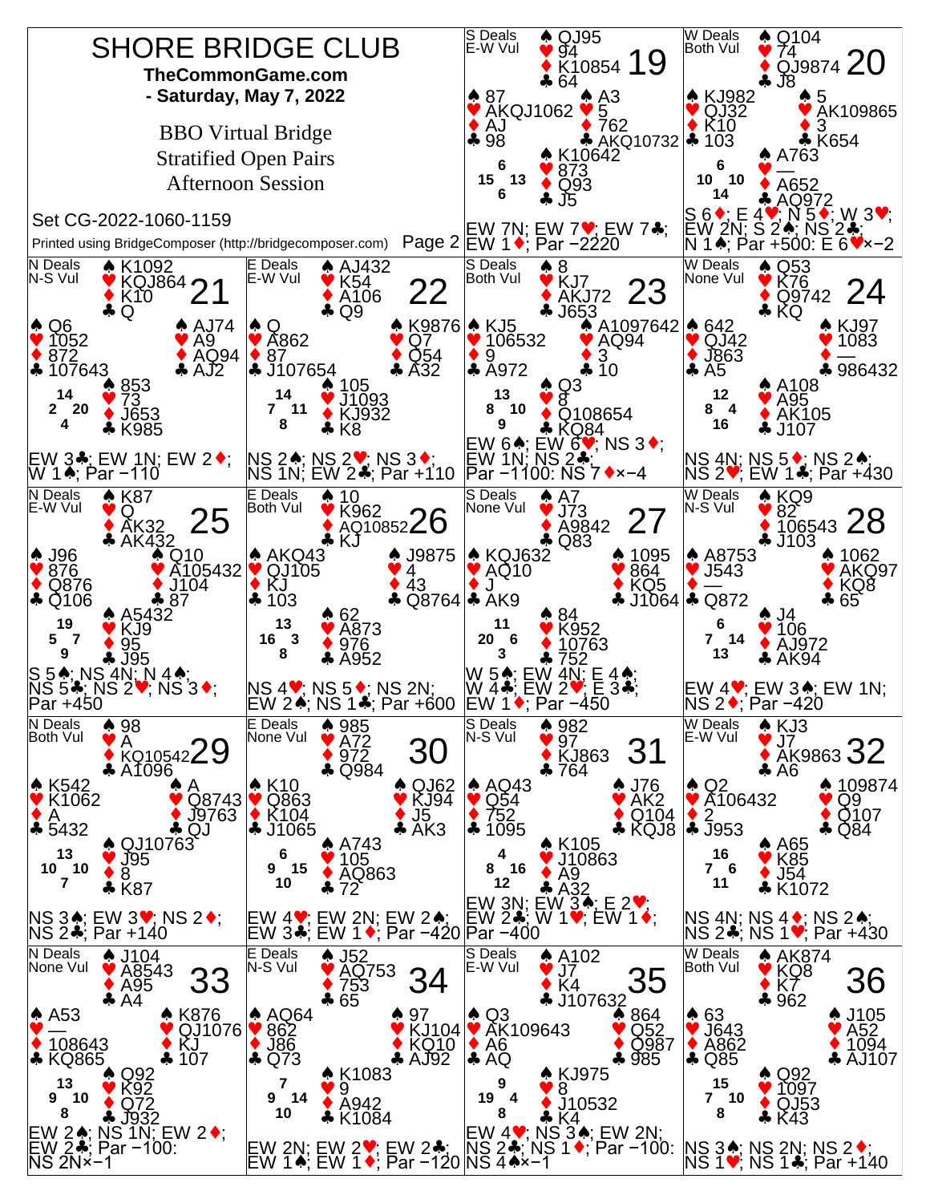# SHORE BRIDGE CLUB

**TheCommonGame.com**

**- Saturday, May 7, 2022**

BBO Virtual Bridge

Stratified Open Pairs

Afternoon Session

Set CG-2022-1060-1159

Printed using BridgeComposer (http://bridgecomposer.com)

---

## Board 19

S Deals, E-W Vul

North: ♠ QJ95 ♥ 94 ♦ K10854 ♣ 64

West: ♠ 87 ♥ AKQJ1062 ♦ AJ ♣ 98

East: ♠ A3 ♥ 5 ♦ 762 ♣ AKQ10732

South: ♠ K10642 ♥ 873 ♦ Q93 ♣ J5

HCP: N 6, W 15, E 13, S 6

EW 7N; EW 7♥; EW 7♣; EW 1♦; Par −2220

## Board 20

W Deals, Both Vul

North: ♠ Q104 ♥ 74 ♦ QJ9874 ♣ J8

West: ♠ KJ982 ♥ QJ32 ♦ K10 ♣ 103

East: ♠ 5 ♥ AK109865 ♦ 3 ♣ K654

South: ♠ A763 ♥ — ♦ A652 ♣ AQ972

HCP: N 6, W 10, E 10, S 14

S 6♦; E 4♥; N 5♦; W 3♥; EW 2N; S 2♠; NS 2♣; N 1♠; Par +500: E 6♥×−2

## Board 21

N Deals, N-S Vul

North: ♠ K1092 ♥ KQJ864 ♦ K10 ♣ Q

West: ♠ Q6 ♥ 1052 ♦ 872 ♣ 107643

East: ♠ AJ74 ♥ A9 ♦ AQ94 ♣ AJ2

South: ♠ 853 ♥ 73 ♦ J653 ♣ K985

HCP: N 14, W 2, E 20, S 4

EW 3♣; EW 1N; EW 2♦; W 1♠; Par −110

## Board 22

E Deals, E-W Vul

North: ♠ AJ432 ♥ K54 ♦ A106 ♣ Q9

West: ♠ Q ♥ A862 ♦ 87 ♣ J107654

East: ♠ K9876 ♥ Q7 ♦ Q54 ♣ A32

South: ♠ 105 ♥ J1093 ♦ KJ932 ♣ K8

HCP: N 14, W 7, E 11, S 8

NS 2♠; NS 2♥; NS 3♦; NS 1N; EW 2♣; Par +110

## Board 23

S Deals, Both Vul

North: ♠ 8 ♥ KJ7 ♦ AKJ72 ♣ J653

West: ♠ KJ5 ♥ 106532 ♦ 9 ♣ A972

East: ♠ A1097642 ♥ AQ94 ♦ 3 ♣ 10

South: ♠ Q3 ♥ 8 ♦ Q108654 ♣ KQ84

HCP: N 13, W 8, E 10, S 9

EW 6♠; EW 6♥; NS 3♦; EW 1N; NS 2♣; Par −1100: NS 7♦×−4

## Board 24

W Deals, None Vul

North: ♠ Q53 ♥ K76 ♦ Q9742 ♣ KQ

West: ♠ 642 ♥ QJ42 ♦ J863 ♣ A5

East: ♠ KJ97 ♥ 1083 ♦ — ♣ 986432

South: ♠ A108 ♥ A95 ♦ AK105 ♣ J107

HCP: N 12, W 8, E 4, S 16

NS 4N; NS 5♦; NS 2♠; NS 2♥; EW 1♣; Par +430

## Board 25

N Deals, E-W Vul

North: ♠ K87 ♥ Q ♦ AK32 ♣ AK432

West: ♠ J96 ♥ 876 ♦ Q876 ♣ Q106

East: ♠ Q10 ♥ A105432 ♦ J104 ♣ 87

South: ♠ A5432 ♥ KJ9 ♦ 95 ♣ J95

HCP: N 19, W 5, E 7, S 9

S 5♠; NS 4N; N 4♠; NS 5♣; NS 2♥; NS 3♦; Par +450

## Board 26

E Deals, Both Vul

North: ♠ 10 ♥ K962 ♦ AQ1085 ♣ KJ

West: ♠ AKQ43 ♥ QJ105 ♦ KJ ♣ 103

East: ♠ J9875 ♥ 4 ♦ 43 ♣ Q8764

South: ♠ 62 ♥ A873 ♦ 976 ♣ A952

HCP: N 13, W 16, E 3, S 8

NS 4♥; NS 5♦; NS 2N; EW 2♠; NS 1♣; Par +600

## Board 27

S Deals, None Vul

North: ♠ A7 ♥ J73 ♦ A9842 ♣ Q83

West: ♠ KQJ632 ♥ AQ10 ♦ J ♣ AK9

East: ♠ 1095 ♥ 864 ♦ KQ5 ♣ J1064

South: ♠ 84 ♥ K952 ♦ 10763 ♣ 752

HCP: N 11, W 20, E 6, S 3

W 5♠; EW 4N; E 4♠; W 4♣; EW 2♥; E 3♣; EW 1♦; Par −450

## Board 28

W Deals, N-S Vul

North: ♠ KQ9 ♥ 82 ♦ 106543 ♣ J103

West: ♠ A8753 ♥ J543 ♦ — ♣ Q872

East: ♠ 1062 ♥ AKQ97 ♦ KQ8 ♣ 65

South: ♠ J4 ♥ 106 ♦ AJ972 ♣ AK94

HCP: N 6, W 7, E 14, S 13

EW 4♥; EW 3♠; EW 1N; NS 2♦; Par −420

## Board 29

N Deals, Both Vul

North: ♠ 98 ♥ A ♦ KQ10542 ♣ A1096

West: ♠ K542 ♥ K1062 ♦ A ♣ 5432

East: ♠ A ♥ Q8743 ♦ J9763 ♣ QJ

South: ♠ QJ10763 ♥ J95 ♦ 8 ♣ K87

HCP: N 13, W 10, E 10, S 7

NS 3♠; EW 3♥; NS 2♦; NS 2♣; Par +140

## Board 30

E Deals, None Vul

North: ♠ 985 ♥ A72 ♦ 972 ♣ Q984

West: ♠ K10 ♥ Q863 ♦ K104 ♣ J1065

East: ♠ QJ62 ♥ KJ94 ♦ J5 ♣ AK3

South: ♠ A743 ♥ 105 ♦ AQ863 ♣ 72

HCP: N 6, W 9, E 15, S 10

EW 4♥; EW 2N; EW 2♠; EW 3♣; EW 1♦; Par −420

## Board 31

S Deals, N-S Vul

North: ♠ 982 ♥ 97 ♦ KJ863 ♣ 764

West: ♠ AQ43 ♥ Q54 ♦ 752 ♣ 1095

East: ♠ J76 ♥ AK2 ♦ Q104 ♣ KQJ8

South: ♠ K105 ♥ J10863 ♦ A9 ♣ A32

HCP: N 4, W 8, E 16, S 12

EW 3N; EW 3♠; E 2♥; EW 2♣; W 1♥; EW 1♦; Par −400

## Board 32

W Deals, E-W Vul

North: ♠ KJ3 ♥ J7 ♦ AK9863 ♣ A6

West: ♠ Q2 ♥ A106432 ♦ 2 ♣ J953

East: ♠ 109874 ♥ Q9 ♦ Q107 ♣ Q84

South: ♠ A65 ♥ K85 ♦ J54 ♣ K1072

HCP: N 16, W 7, E 6, S 11

NS 4N; NS 4♦; NS 2♠; NS 2♣; NS 1♥; Par +430

## Board 33

N Deals, None Vul

North: ♠ J104 ♥ A8543 ♦ A95 ♣ A4

West: ♠ A53 ♥ — ♦ 108643 ♣ KQ865

East: ♠ K876 ♥ QJ1076 ♦ KJ ♣ 107

South: ♠ Q92 ♥ K92 ♦ Q72 ♣ J932

HCP: N 13, W 9, E 10, S 8

EW 2♠; NS 1N; EW 2♦; EW 2♣; Par −100: NS 2N×−1

## Board 34

E Deals, N-S Vul

North: ♠ J52 ♥ AQ753 ♦ 753 ♣ 65

West: ♠ AQ64 ♥ 862 ♦ J86 ♣ Q73

East: ♠ 97 ♥ KJ104 ♦ KQ10 ♣ AJ92

South: ♠ K1083 ♥ 9 ♦ A942 ♣ K1084

HCP: N 7, W 9, E 14, S 10

EW 2N; EW 2♥; EW 2♣; EW 1♠; EW 1♦; Par −120

## Board 35

S Deals, E-W Vul

North: ♠ A102 ♥ J7 ♦ K4 ♣ J107632

West: ♠ Q3 ♥ AK109643 ♦ A6 ♣ AQ

East: ♠ 864 ♥ Q52 ♦ Q987 ♣ 985

South: ♠ KJ975 ♥ 8 ♦ J10532 ♣ K4

HCP: N 9, W 19, E 4, S 8

EW 4♥; NS 3♠; EW 2N; NS 2♣; NS 1♦; Par −100: NS 4♠×−1

## Board 36

W Deals, Both Vul

North: ♠ AK874 ♥ KQ8 ♦ K7 ♣ 962

West: ♠ 63 ♥ J643 ♦ A862 ♣ Q85

East: ♠ J105 ♥ A52 ♦ 1094 ♣ AJ107

South: ♠ Q92 ♥ 1097 ♦ QJ53 ♣ K43

HCP: N 15, W 7, E 10, S 8

NS 3♠; NS 2N; NS 2♦; NS 1♥; NS 1♣; Par +140